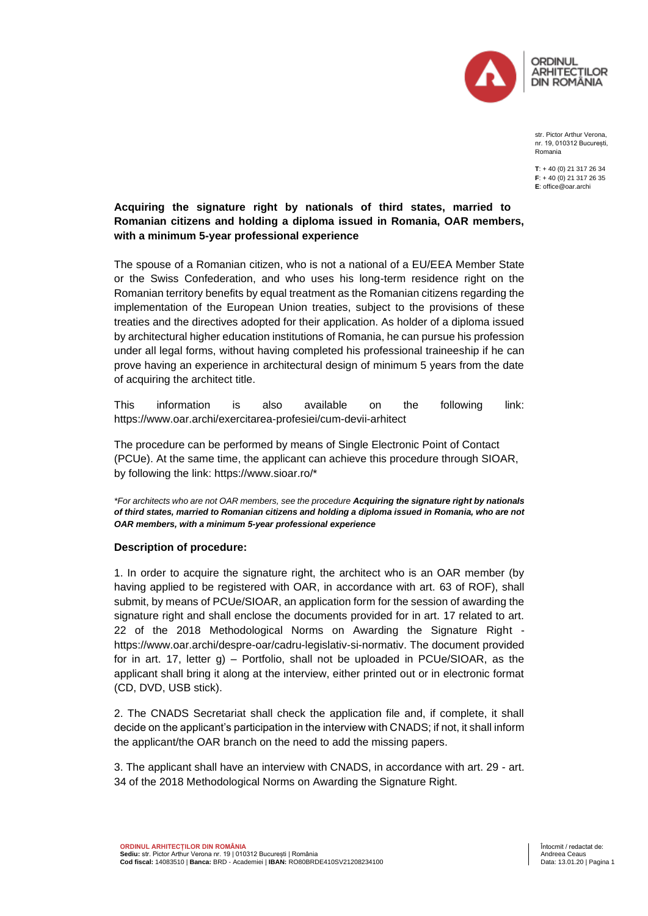str. Pictor Arthur Verona, nr. 19, 010312 București, Romania

**T**: + 40 (0) 21 317 26 34
**F**: + 40 (0) 21 317 26 35
**E**: office@oar.archi

**Acquiring the signature right by nationals of third states, married to Romanian citizens and holding a diploma issued in Romania, OAR members, with a minimum 5-year professional experience**

The spouse of a Romanian citizen, who is not a national of a EU/EEA Member State or the Swiss Confederation, and who uses his long-term residence right on the Romanian territory benefits by equal treatment as the Romanian citizens regarding the implementation of the European Union treaties, subject to the provisions of these treaties and the directives adopted for their application. As holder of a diploma issued by architectural higher education institutions of Romania, he can pursue his profession under all legal forms, without having completed his professional traineeship if he can prove having an experience in architectural design of minimum 5 years from the date of acquiring the architect title.

This information is also available on the following link: https://www.oar.archi/exercitarea-profesiei/cum-devii-arhitect

The procedure can be performed by means of Single Electronic Point of Contact (PCUe). At the same time, the applicant can achieve this procedure through SIOAR, by following the link: https://www.sioar.ro/*

*\*For architects who are not OAR members, see the procedure **Acquiring the signature right by nationals of third states, married to Romanian citizens and holding a diploma issued in Romania, who are not OAR members, with a minimum 5-year professional experience***

**Description of procedure:**

1. In order to acquire the signature right, the architect who is an OAR member (by having applied to be registered with OAR, in accordance with art. 63 of ROF), shall submit, by means of PCUe/SIOAR, an application form for the session of awarding the signature right and shall enclose the documents provided for in art. 17 related to art. 22 of the 2018 Methodological Norms on Awarding the Signature Right - https://www.oar.archi/despre-oar/cadru-legislativ-si-normativ. The document provided for in art. 17, letter g) – Portfolio, shall not be uploaded in PCUe/SIOAR, as the applicant shall bring it along at the interview, either printed out or in electronic format (CD, DVD, USB stick).

2. The CNADS Secretariat shall check the application file and, if complete, it shall decide on the applicant's participation in the interview with CNADS; if not, it shall inform the applicant/the OAR branch on the need to add the missing papers.

3. The applicant shall have an interview with CNADS, in accordance with art. 29 - art. 34 of the 2018 Methodological Norms on Awarding the Signature Right.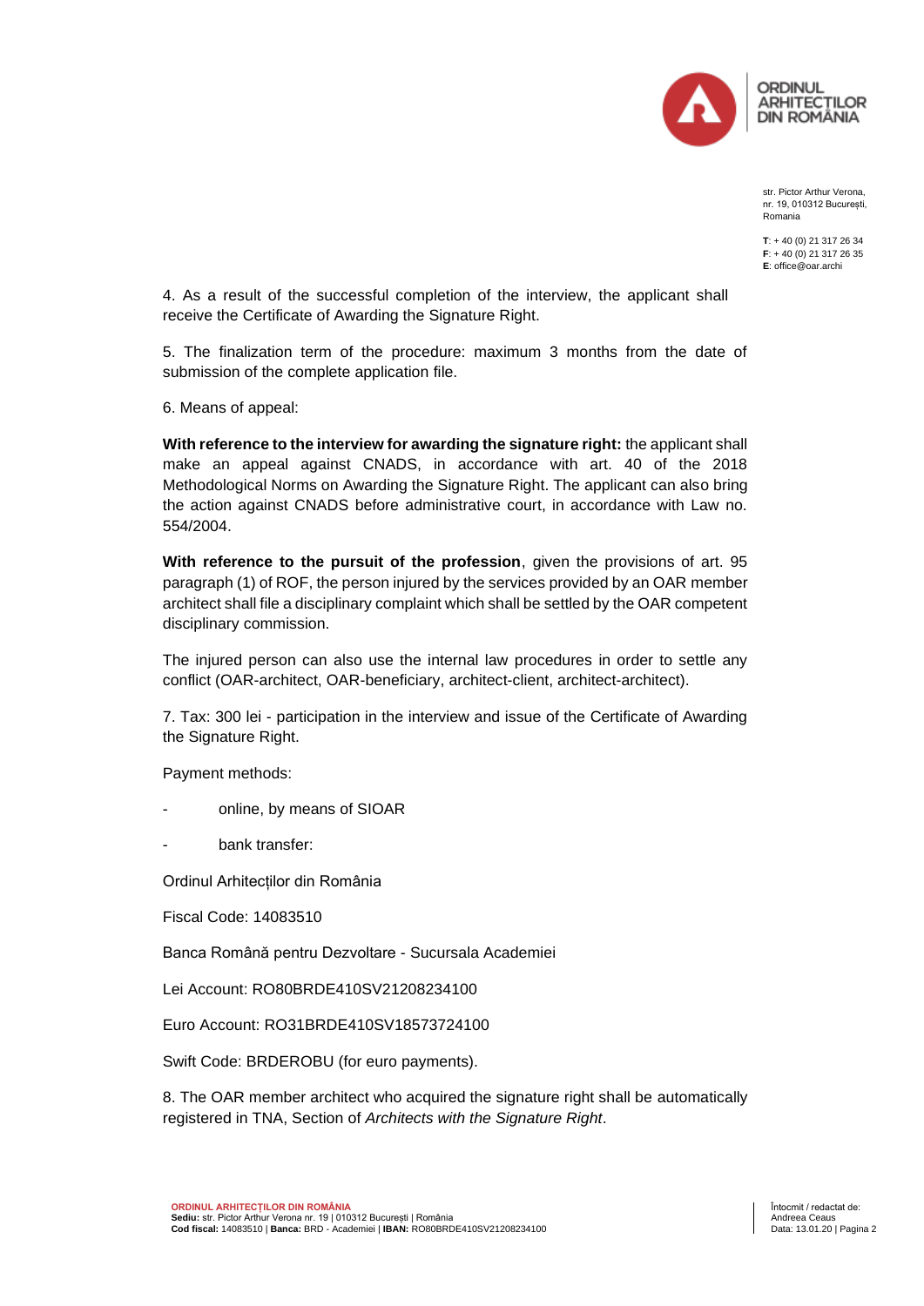4. As a result of the successful completion of the interview, the applicant shall receive the Certificate of Awarding the Signature Right.

5. The finalization term of the procedure: maximum 3 months from the date of submission of the complete application file.

6. Means of appeal:

**With reference to the interview for awarding the signature right:** the applicant shall make an appeal against CNADS, in accordance with art. 40 of the 2018 Methodological Norms on Awarding the Signature Right. The applicant can also bring the action against CNADS before administrative court, in accordance with Law no. 554/2004.

**With reference to the pursuit of the profession**, given the provisions of art. 95 paragraph (1) of ROF, the person injured by the services provided by an OAR member architect shall file a disciplinary complaint which shall be settled by the OAR competent disciplinary commission.

The injured person can also use the internal law procedures in order to settle any conflict (OAR-architect, OAR-beneficiary, architect-client, architect-architect).

7. Tax: 300 lei - participation in the interview and issue of the Certificate of Awarding the Signature Right.

Payment methods:

- online, by means of SIOAR
- bank transfer:

Ordinul Arhitecților din România

Fiscal Code: 14083510

Banca Română pentru Dezvoltare - Sucursala Academiei

Lei Account: RO80BRDE410SV21208234100

Euro Account: RO31BRDE410SV18573724100

Swift Code: BRDEROBU (for euro payments).

8. The OAR member architect who acquired the signature right shall be automatically registered in TNA, Section of *Architects with the Signature Right*.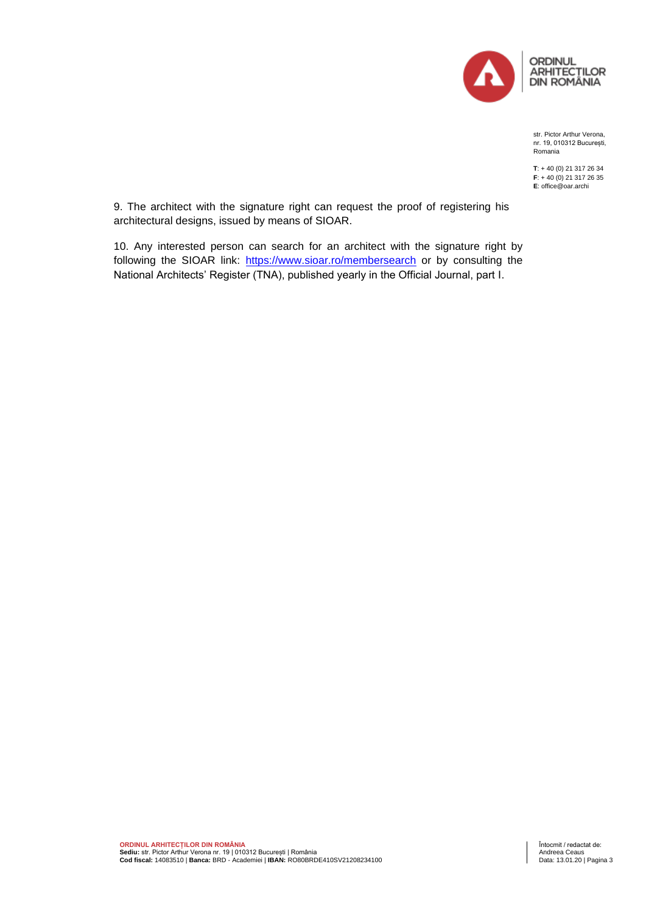9. The architect with the signature right can request the proof of registering his architectural designs, issued by means of SIOAR.

10. Any interested person can search for an architect with the signature right by following the SIOAR link: https://www.sioar.ro/membersearch or by consulting the National Architects' Register (TNA), published yearly in the Official Journal, part I.